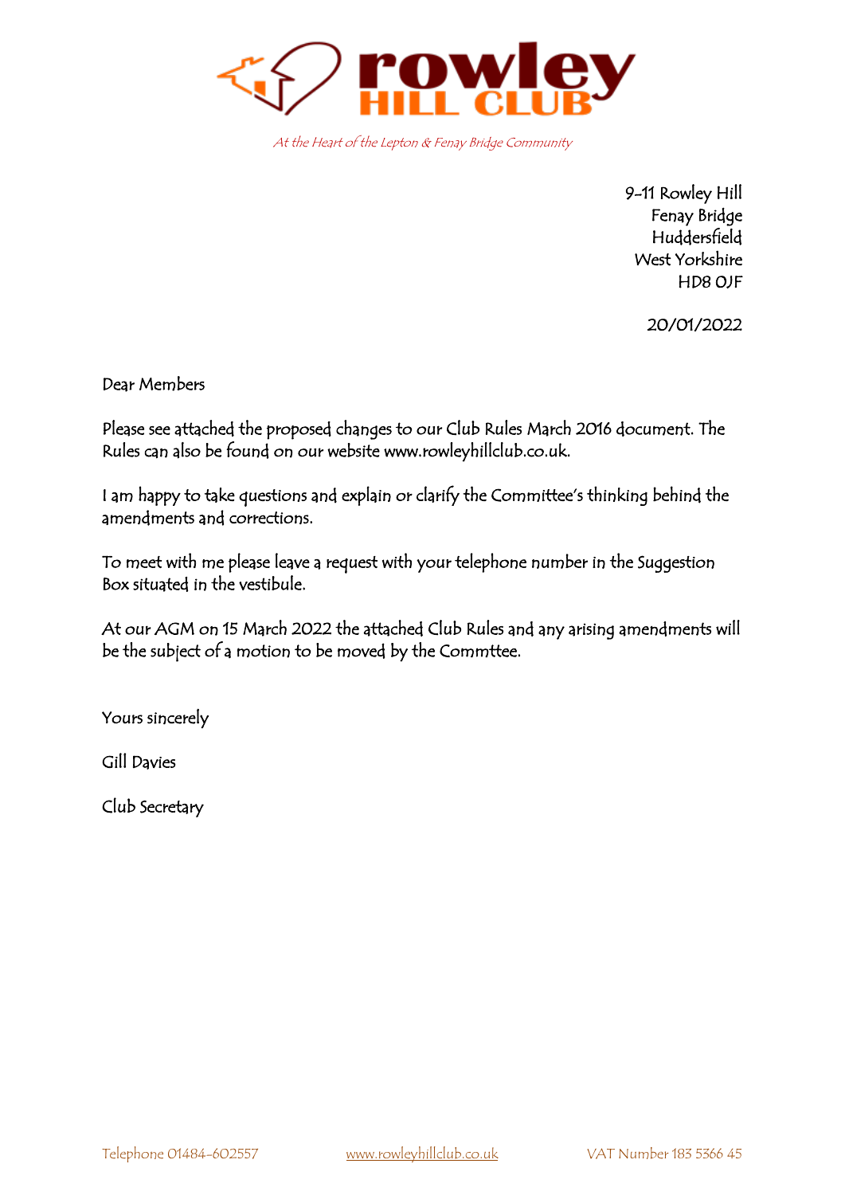# rowley HILL CLUB

*At the Heart of the Lepton & Fenay Bridge Community*

9-11 Rowley Hill  
Fenay Bridge  
Huddersfield  
West Yorkshire  
HD8 0JF

20/01/2022

Dear Members

Please see attached the proposed changes to our Club Rules March 2016 document. The Rules can also be found on our website www.rowleyhillclub.co.uk.

I am happy to take questions and explain or clarify the Committee's thinking behind the amendments and corrections.

To meet with me please leave a request with your telephone number in the Suggestion Box situated in the vestibule.

At our AGM on 15 March 2022 the attached Club Rules and any arising amendments will be the subject of a motion to be moved by the Commttee.

Yours sincerely

Gill Davies

Club Secretary

Telephone 01484-602557 www.rowleyhillclub.co.uk VAT Number 183 5366 45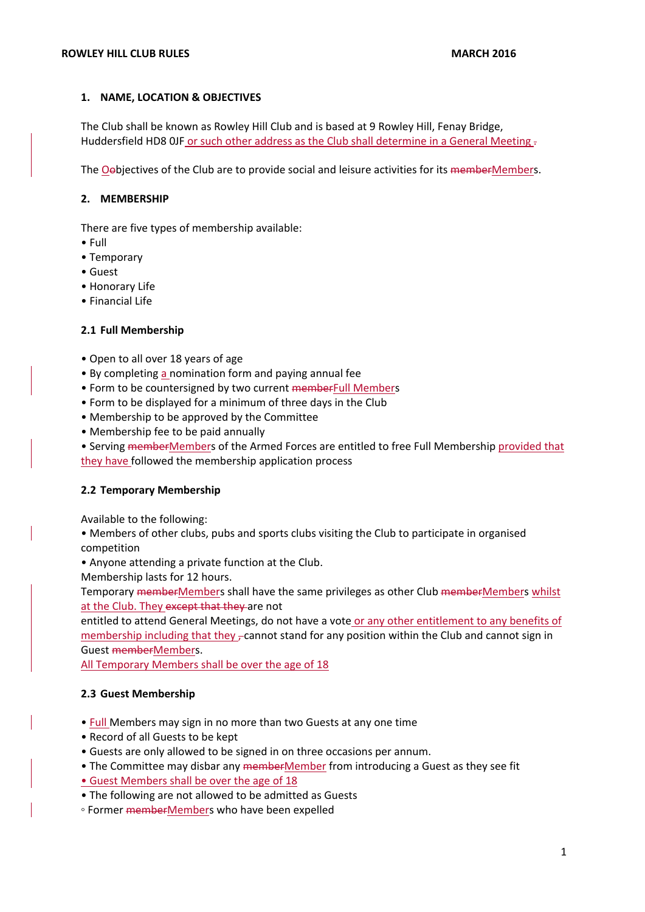## 1. NAME, LOCATION & OBJECTIVES

The Club shall be known as Rowley Hill Club and is based at 9 Rowley Hill, Fenay Bridge, Huddersfield HD8 0JF or such other address as the Club shall determine in a General Meeting ~~.~~

The O~~o~~bjectives of the Club are to provide social and leisure activities for its ~~member~~Members.

## 2. MEMBERSHIP

There are five types of membership available:

- Full
- Temporary
- Guest
- Honorary Life
- Financial Life

### 2.1 Full Membership

- Open to all over 18 years of age
- By completing a nomination form and paying annual fee
- Form to be countersigned by two current ~~member~~Full Members
- Form to be displayed for a minimum of three days in the Club
- Membership to be approved by the Committee
- Membership fee to be paid annually
- Serving ~~member~~Members of the Armed Forces are entitled to free Full Membership provided that they have followed the membership application process

### 2.2 Temporary Membership

Available to the following:

- Members of other clubs, pubs and sports clubs visiting the Club to participate in organised competition
- Anyone attending a private function at the Club.

Membership lasts for 12 hours.

Temporary ~~member~~Members shall have the same privileges as other Club ~~member~~Members whilst at the Club. They ~~except that they~~ are not entitled to attend General Meetings, do not have a vote or any other entitlement to any benefits of membership including that they ~~,~~ cannot stand for any position within the Club and cannot sign in Guest ~~member~~Members.

All Temporary Members shall be over the age of 18

### 2.3 Guest Membership

- Full Members may sign in no more than two Guests at any one time
- Record of all Guests to be kept
- Guests are only allowed to be signed in on three occasions per annum.
- The Committee may disbar any ~~member~~Member from introducing a Guest as they see fit
- Guest Members shall be over the age of 18
- The following are not allowed to be admitted as Guests
  - Former ~~member~~Members who have been expelled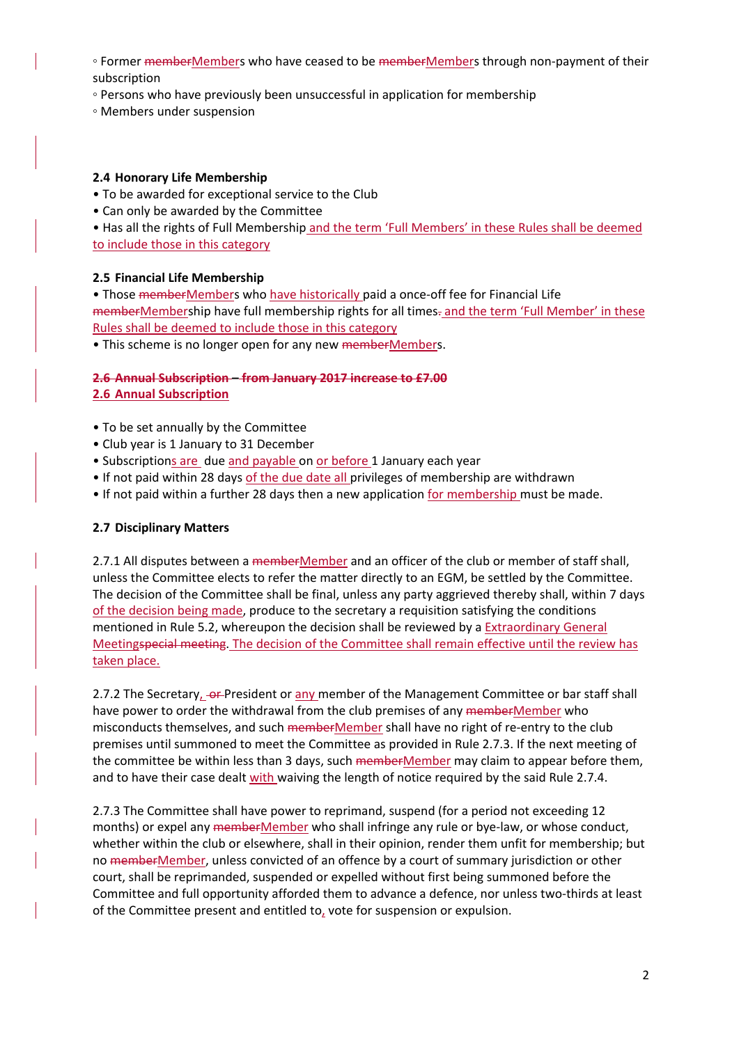◦ Former ~~member~~Members who have ceased to be ~~member~~Members through non-payment of their subscription
◦ Persons who have previously been unsuccessful in application for membership
◦ Members under suspension

**2.4 Honorary Life Membership**

- To be awarded for exceptional service to the Club
- Can only be awarded by the Committee
- Has all the rights of Full Membership and the term 'Full Members' in these Rules shall be deemed to include those in this category

**2.5 Financial Life Membership**

- Those ~~member~~Members who have historically paid a once-off fee for Financial Life ~~member~~Membership have full membership rights for all times~~.~~ and the term 'Full Member' in these Rules shall be deemed to include those in this category
- This scheme is no longer open for any new ~~member~~Members.

~~**2.6 Annual Subscription – from January 2017 increase to £7.00**~~
**2.6 Annual Subscription**

- To be set annually by the Committee
- Club year is 1 January to 31 December
- Subscriptions are due and payable on or before 1 January each year
- If not paid within 28 days of the due date all privileges of membership are withdrawn
- If not paid within a further 28 days then a new application for membership must be made.

**2.7 Disciplinary Matters**

2.7.1 All disputes between a ~~member~~Member and an officer of the club or member of staff shall, unless the Committee elects to refer the matter directly to an EGM, be settled by the Committee. The decision of the Committee shall be final, unless any party aggrieved thereby shall, within 7 days of the decision being made, produce to the secretary a requisition satisfying the conditions mentioned in Rule 5.2, whereupon the decision shall be reviewed by a Extraordinary General Meeting~~special meeting~~. The decision of the Committee shall remain effective until the review has taken place.

2.7.2 The Secretary, ~~or~~ President or any member of the Management Committee or bar staff shall have power to order the withdrawal from the club premises of any ~~member~~Member who misconducts themselves, and such ~~member~~Member shall have no right of re-entry to the club premises until summoned to meet the Committee as provided in Rule 2.7.3. If the next meeting of the committee be within less than 3 days, such ~~member~~Member may claim to appear before them, and to have their case dealt with waiving the length of notice required by the said Rule 2.7.4.

2.7.3 The Committee shall have power to reprimand, suspend (for a period not exceeding 12 months) or expel any ~~member~~Member who shall infringe any rule or bye-law, or whose conduct, whether within the club or elsewhere, shall in their opinion, render them unfit for membership; but no ~~member~~Member, unless convicted of an offence by a court of summary jurisdiction or other court, shall be reprimanded, suspended or expelled without first being summoned before the Committee and full opportunity afforded them to advance a defence, nor unless two-thirds at least of the Committee present and entitled to, vote for suspension or expulsion.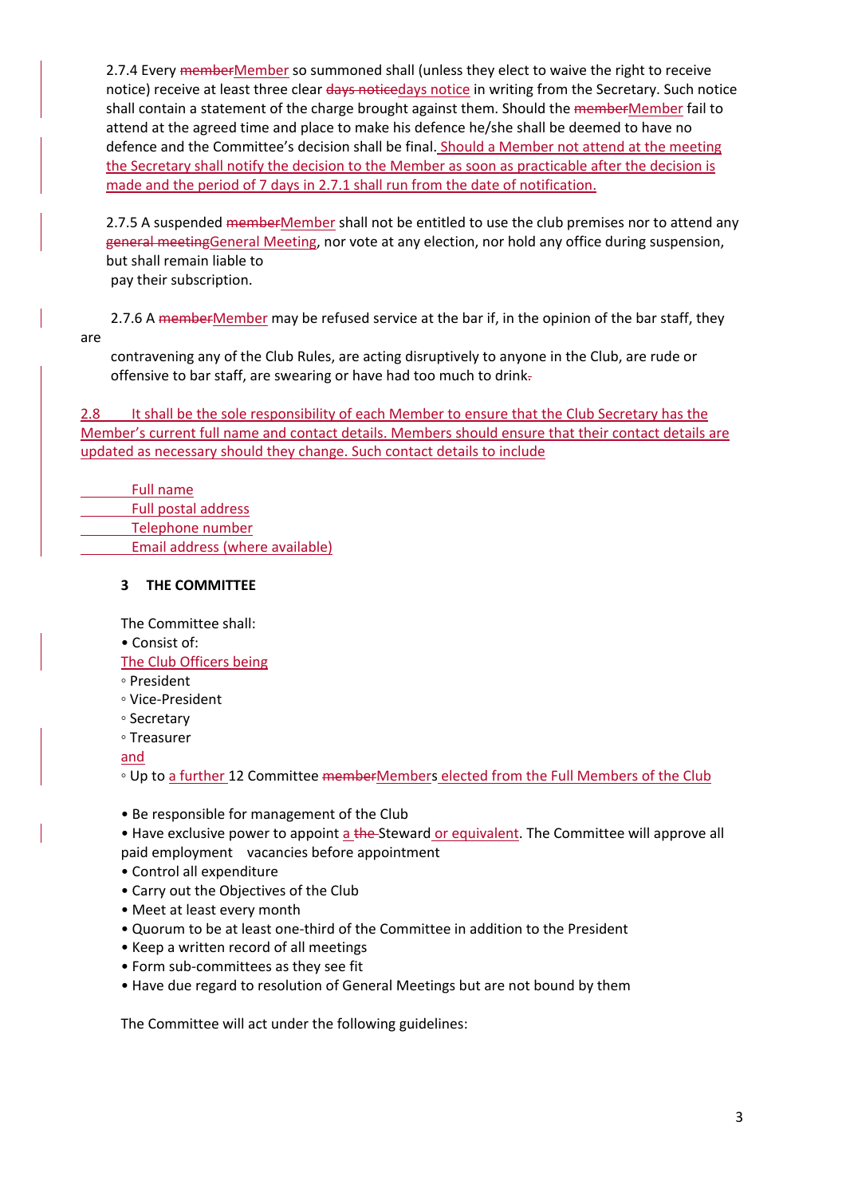2.7.4 Every ~~member~~Member so summoned shall (unless they elect to waive the right to receive notice) receive at least three clear ~~days notice~~days notice in writing from the Secretary. Such notice shall contain a statement of the charge brought against them. Should the ~~member~~Member fail to attend at the agreed time and place to make his defence he/she shall be deemed to have no defence and the Committee's decision shall be final. Should a Member not attend at the meeting the Secretary shall notify the decision to the Member as soon as practicable after the decision is made and the period of 7 days in 2.7.1 shall run from the date of notification.

2.7.5 A suspended ~~member~~Member shall not be entitled to use the club premises nor to attend any ~~general meeting~~General Meeting, nor vote at any election, nor hold any office during suspension, but shall remain liable to pay their subscription.

2.7.6 A ~~member~~Member may be refused service at the bar if, in the opinion of the bar staff, they are contravening any of the Club Rules, are acting disruptively to anyone in the Club, are rude or offensive to bar staff, are swearing or have had too much to drink~~.~~

2.8 It shall be the sole responsibility of each Member to ensure that the Club Secretary has the Member's current full name and contact details. Members should ensure that their contact details are updated as necessary should they change. Such contact details to include

- Full name
- Full postal address
- Telephone number
- Email address (where available)

### 3 THE COMMITTEE

The Committee shall:

- Consist of:

  The Club Officers being
  - President
  - Vice-President
  - Secretary
  - Treasurer

  and
  - Up to a further 12 Committee ~~member~~Members elected from the Full Members of the Club

- Be responsible for management of the Club
- Have exclusive power to appoint a ~~the~~ Steward or equivalent. The Committee will approve all paid employment vacancies before appointment
- Control all expenditure
- Carry out the Objectives of the Club
- Meet at least every month
- Quorum to be at least one-third of the Committee in addition to the President
- Keep a written record of all meetings
- Form sub-committees as they see fit
- Have due regard to resolution of General Meetings but are not bound by them

The Committee will act under the following guidelines: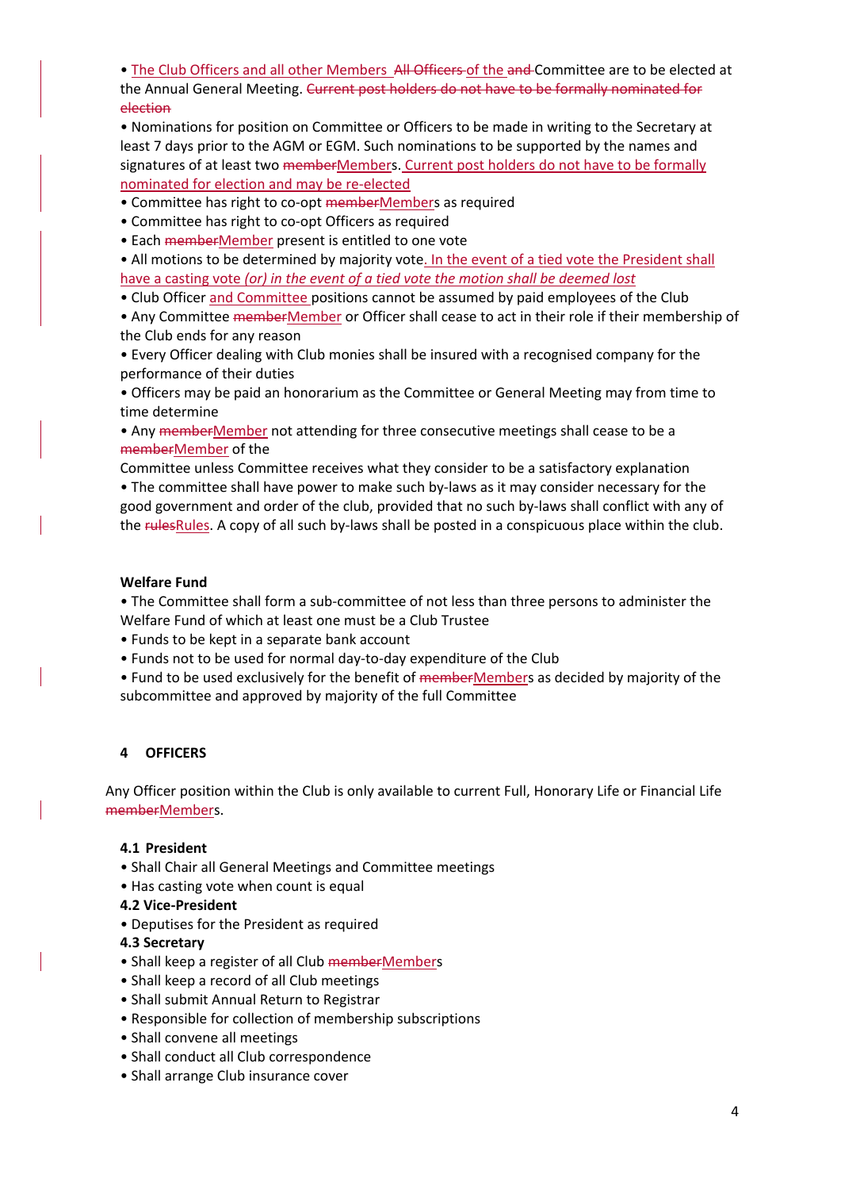- The Club Officers and all other Members ~~All Officers of the and~~ Committee are to be elected at the Annual General Meeting. ~~Current post holders do not have to be formally nominated for election~~
- Nominations for position on Committee or Officers to be made in writing to the Secretary at least 7 days prior to the AGM or EGM. Such nominations to be supported by the names and signatures of at least two ~~member~~Members. Current post holders do not have to be formally nominated for election and may be re-elected
- Committee has right to co-opt ~~member~~Members as required
- Committee has right to co-opt Officers as required
- Each ~~member~~Member present is entitled to one vote
- All motions to be determined by majority vote. In the event of a tied vote the President shall have a casting vote *(or) in the event of a tied vote the motion shall be deemed lost*
- Club Officer and Committee positions cannot be assumed by paid employees of the Club
- Any Committee ~~member~~Member or Officer shall cease to act in their role if their membership of the Club ends for any reason
- Every Officer dealing with Club monies shall be insured with a recognised company for the performance of their duties
- Officers may be paid an honorarium as the Committee or General Meeting may from time to time determine
- Any ~~member~~Member not attending for three consecutive meetings shall cease to be a ~~member~~Member of the Committee unless Committee receives what they consider to be a satisfactory explanation
- The committee shall have power to make such by-laws as it may consider necessary for the good government and order of the club, provided that no such by-laws shall conflict with any of the ~~rules~~Rules. A copy of all such by-laws shall be posted in a conspicuous place within the club.

**Welfare Fund**

- The Committee shall form a sub-committee of not less than three persons to administer the Welfare Fund of which at least one must be a Club Trustee
- Funds to be kept in a separate bank account
- Funds not to be used for normal day-to-day expenditure of the Club
- Fund to be used exclusively for the benefit of ~~member~~Members as decided by majority of the subcommittee and approved by majority of the full Committee

## 4 OFFICERS

Any Officer position within the Club is only available to current Full, Honorary Life or Financial Life ~~member~~Members.

### 4.1 President

- Shall Chair all General Meetings and Committee meetings
- Has casting vote when count is equal

### 4.2 Vice-President

- Deputises for the President as required

### 4.3 Secretary

- Shall keep a register of all Club ~~member~~Members
- Shall keep a record of all Club meetings
- Shall submit Annual Return to Registrar
- Responsible for collection of membership subscriptions
- Shall convene all meetings
- Shall conduct all Club correspondence
- Shall arrange Club insurance cover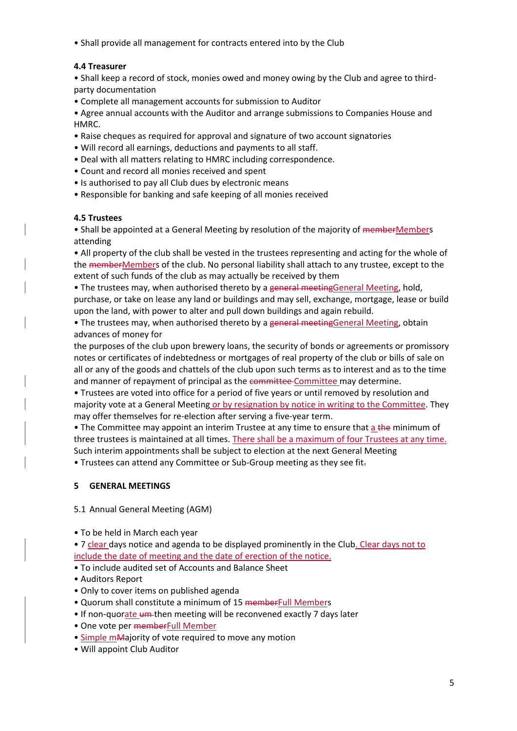- Shall provide all management for contracts entered into by the Club

**4.4 Treasurer**

- Shall keep a record of stock, monies owed and money owing by the Club and agree to third-party documentation
- Complete all management accounts for submission to Auditor
- Agree annual accounts with the Auditor and arrange submissions to Companies House and HMRC.
- Raise cheques as required for approval and signature of two account signatories
- Will record all earnings, deductions and payments to all staff.
- Deal with all matters relating to HMRC including correspondence.
- Count and record all monies received and spent
- Is authorised to pay all Club dues by electronic means
- Responsible for banking and safe keeping of all monies received

**4.5 Trustees**

- Shall be appointed at a General Meeting by resolution of the majority of ~~member~~Members attending
- All property of the club shall be vested in the trustees representing and acting for the whole of the ~~member~~Members of the club. No personal liability shall attach to any trustee, except to the extent of such funds of the club as may actually be received by them
- The trustees may, when authorised thereto by a ~~general meeting~~General Meeting, hold, purchase, or take on lease any land or buildings and may sell, exchange, mortgage, lease or build upon the land, with power to alter and pull down buildings and again rebuild.
- The trustees may, when authorised thereto by a ~~general meeting~~General Meeting, obtain advances of money for the purposes of the club upon brewery loans, the security of bonds or agreements or promissory notes or certificates of indebtedness or mortgages of real property of the club or bills of sale on all or any of the goods and chattels of the club upon such terms as to interest and as to the time and manner of repayment of principal as the ~~committee~~ Committee may determine.
- Trustees are voted into office for a period of five years or until removed by resolution and majority vote at a General Meeting or by resignation by notice in writing to the Committee. They may offer themselves for re-election after serving a five-year term.
- The Committee may appoint an interim Trustee at any time to ensure that a ~~the~~ minimum of three trustees is maintained at all times. There shall be a maximum of four Trustees at any time. Such interim appointments shall be subject to election at the next General Meeting
- Trustees can attend any Committee or Sub-Group meeting as they see fit~~.~~

## 5 GENERAL MEETINGS

5.1 Annual General Meeting (AGM)

- To be held in March each year
- 7 clear days notice and agenda to be displayed prominently in the Club. Clear days not to include the date of meeting and the date of erection of the notice.
- To include audited set of Accounts and Balance Sheet
- Auditors Report
- Only to cover items on published agenda
- Quorum shall constitute a minimum of 15 ~~member~~Full Members
- If non-quorate ~~um~~ then meeting will be reconvened exactly 7 days later
- One vote per ~~member~~Full Member
- Simple m~~M~~ajority of vote required to move any motion
- Will appoint Club Auditor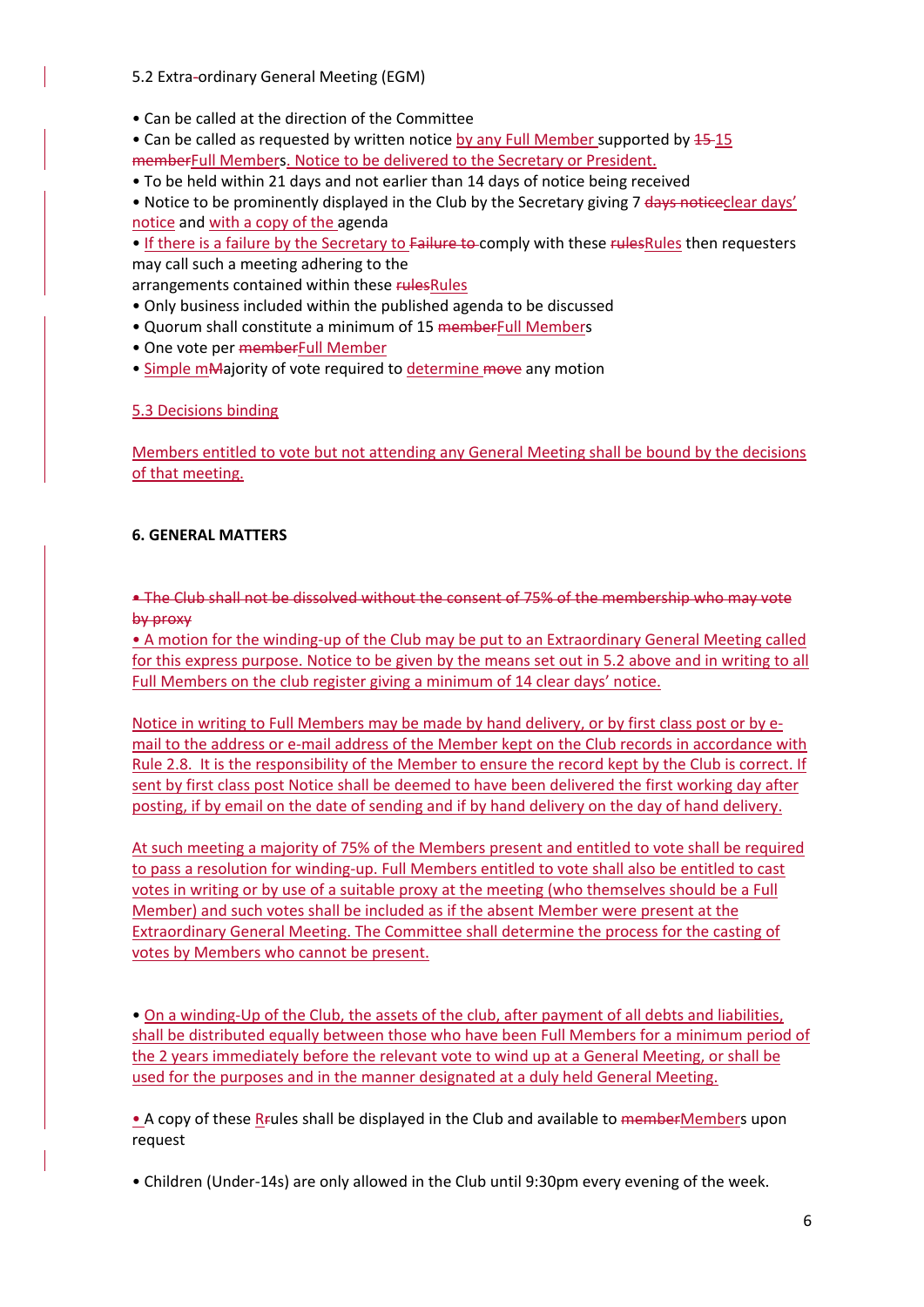5.2 Extra~~-~~ordinary General Meeting (EGM)

- Can be called at the direction of the Committee
- Can be called as requested by written notice by any Full Member supported by ~~15~~ 15 ~~member~~Full Members. Notice to be delivered to the Secretary or President.
- To be held within 21 days and not earlier than 14 days of notice being received
- Notice to be prominently displayed in the Club by the Secretary giving 7 ~~days notice~~clear days' notice and with a copy of the agenda
- If there is a failure by the Secretary to ~~Failure to~~ comply with these ~~rules~~Rules then requesters may call such a meeting adhering to the arrangements contained within these ~~rules~~Rules
- Only business included within the published agenda to be discussed
- Quorum shall constitute a minimum of 15 ~~member~~Full Members
- One vote per ~~member~~Full Member
- Simple m~~M~~ajority of vote required to determine ~~move~~ any motion

5.3 Decisions binding

Members entitled to vote but not attending any General Meeting shall be bound by the decisions of that meeting.

**6. GENERAL MATTERS**

~~• The Club shall not be dissolved without the consent of 75% of the membership who may vote by proxy~~

- A motion for the winding-up of the Club may be put to an Extraordinary General Meeting called for this express purpose. Notice to be given by the means set out in 5.2 above and in writing to all Full Members on the club register giving a minimum of 14 clear days' notice.

Notice in writing to Full Members may be made by hand delivery, or by first class post or by e-mail to the address or e-mail address of the Member kept on the Club records in accordance with Rule 2.8. It is the responsibility of the Member to ensure the record kept by the Club is correct. If sent by first class post Notice shall be deemed to have been delivered the first working day after posting, if by email on the date of sending and if by hand delivery on the day of hand delivery.

At such meeting a majority of 75% of the Members present and entitled to vote shall be required to pass a resolution for winding-up. Full Members entitled to vote shall also be entitled to cast votes in writing or by use of a suitable proxy at the meeting (who themselves should be a Full Member) and such votes shall be included as if the absent Member were present at the Extraordinary General Meeting. The Committee shall determine the process for the casting of votes by Members who cannot be present.

- On a winding-Up of the Club, the assets of the club, after payment of all debts and liabilities, shall be distributed equally between those who have been Full Members for a minimum period of the 2 years immediately before the relevant vote to wind up at a General Meeting, or shall be used for the purposes and in the manner designated at a duly held General Meeting.

- A copy of these R~~r~~ules shall be displayed in the Club and available to ~~member~~Members upon request

- Children (Under-14s) are only allowed in the Club until 9:30pm every evening of the week.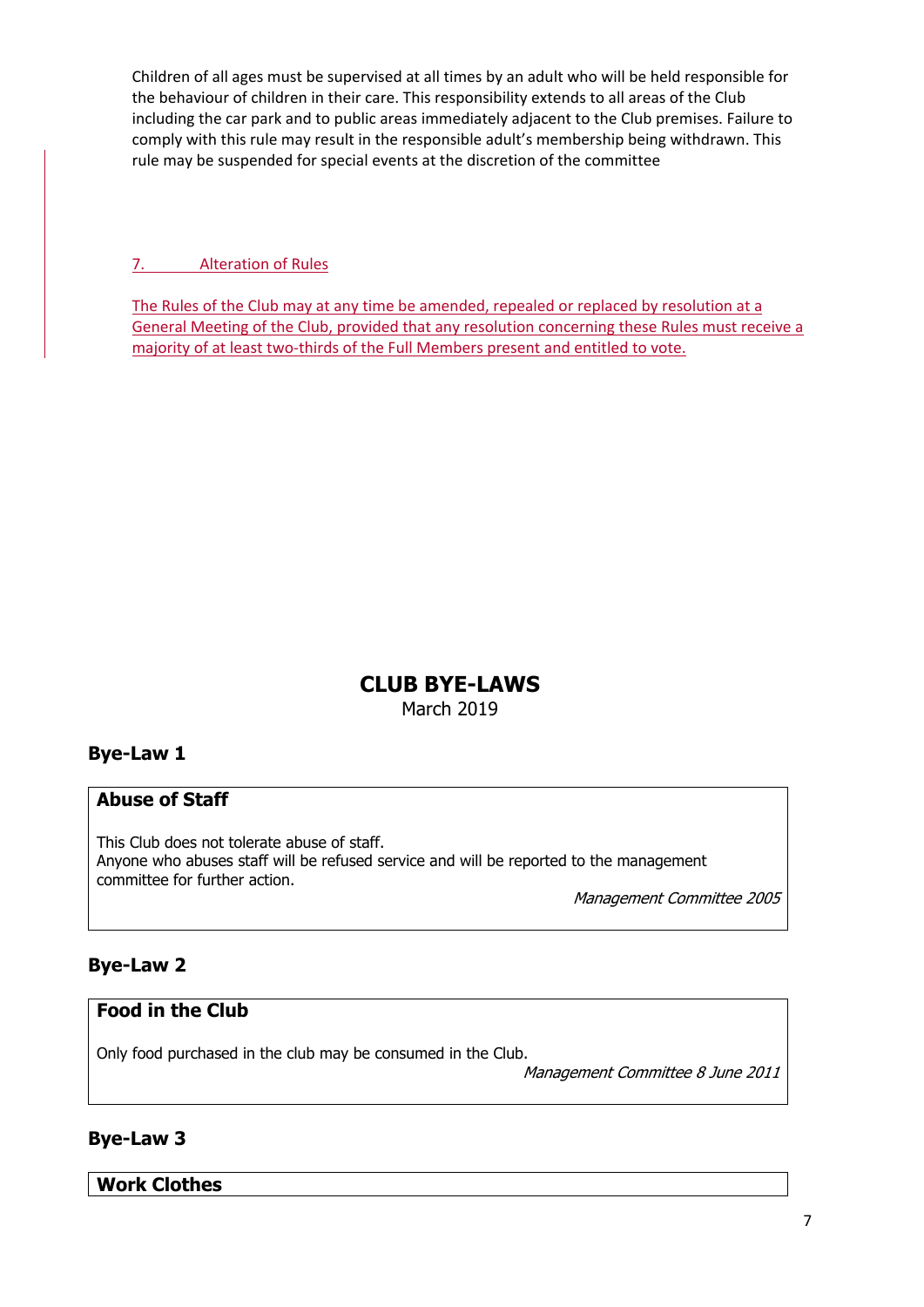Children of all ages must be supervised at all times by an adult who will be held responsible for the behaviour of children in their care. This responsibility extends to all areas of the Club including the car park and to public areas immediately adjacent to the Club premises. Failure to comply with this rule may result in the responsible adult's membership being withdrawn. This rule may be suspended for special events at the discretion of the committee

## 7. Alteration of Rules

The Rules of the Club may at any time be amended, repealed or replaced by resolution at a General Meeting of the Club, provided that any resolution concerning these Rules must receive a majority of at least two-thirds of the Full Members present and entitled to vote.

# CLUB BYE-LAWS

March 2019

## Bye-Law 1

### Abuse of Staff

This Club does not tolerate abuse of staff.
Anyone who abuses staff will be refused service and will be reported to the management committee for further action.

*Management Committee 2005*

## Bye-Law 2

### Food in the Club

Only food purchased in the club may be consumed in the Club.

*Management Committee 8 June 2011*

## Bye-Law 3

### Work Clothes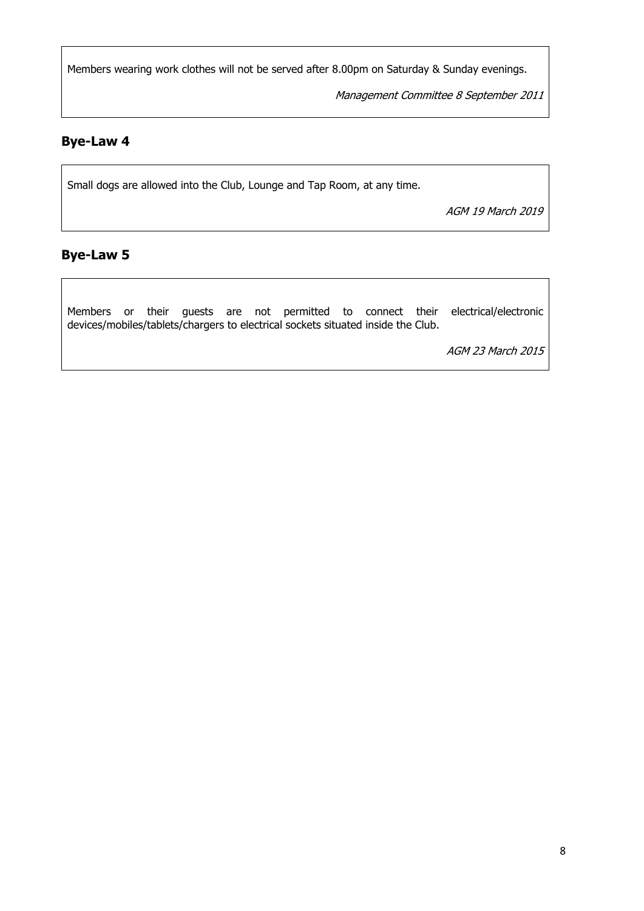Members wearing work clothes will not be served after 8.00pm on Saturday & Sunday evenings.

*Management Committee 8 September 2011*

## Bye-Law 4

Small dogs are allowed into the Club, Lounge and Tap Room, at any time.

*AGM 19 March 2019*

## Bye-Law 5

Members or their guests are not permitted to connect their electrical/electronic devices/mobiles/tablets/chargers to electrical sockets situated inside the Club.

*AGM 23 March 2015*